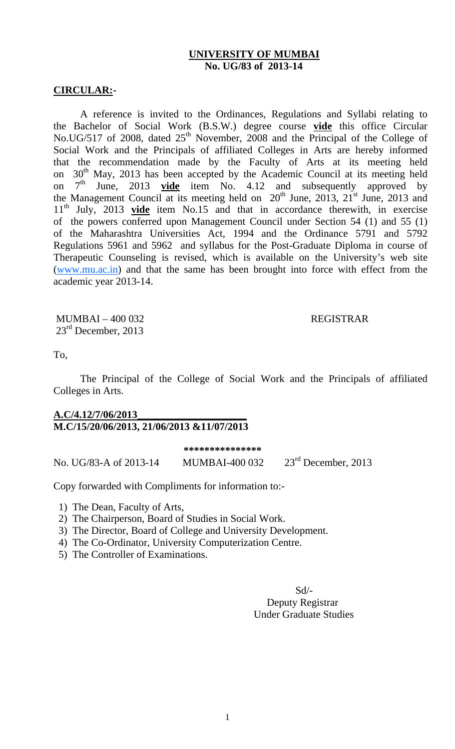**UNIVERSITY OF MUMBAI**
**No. UG/83 of 2013-14**

**CIRCULAR:-**

A reference is invited to the Ordinances, Regulations and Syllabi relating to the Bachelor of Social Work (B.S.W.) degree course **vide** this office Circular No.UG/517 of 2008, dated 25th November, 2008 and the Principal of the College of Social Work and the Principals of affiliated Colleges in Arts are hereby informed that the recommendation made by the Faculty of Arts at its meeting held on 30th May, 2013 has been accepted by the Academic Council at its meeting held on 7th June, 2013 **vide** item No. 4.12 and subsequently approved by the Management Council at its meeting held on 20th June, 2013, 21st June, 2013 and 11th July, 2013 **vide** item No.15 and that in accordance therewith, in exercise of the powers conferred upon Management Council under Section 54 (1) and 55 (1) of the Maharashtra Universities Act, 1994 and the Ordinance 5791 and 5792 Regulations 5961 and 5962 and syllabus for the Post-Graduate Diploma in course of Therapeutic Counseling is revised, which is available on the University's web site (www.mu.ac.in) and that the same has been brought into force with effect from the academic year 2013-14.

MUMBAI – 400 032 REGISTRAR
23rd December, 2013

To,

The Principal of the College of Social Work and the Principals of affiliated Colleges in Arts.

**A.C/4.12/7/06/2013**
**M.C/15/20/06/2013, 21/06/2013 &11/07/2013**

\***************

No. UG/83-A of 2013-14 MUMBAI-400 032 23rd December, 2013

Copy forwarded with Compliments for information to:-

1) The Dean, Faculty of Arts,
2) The Chairperson, Board of Studies in Social Work.
3) The Director, Board of College and University Development.
4) The Co-Ordinator, University Computerization Centre.
5) The Controller of Examinations.

Sd/-
Deputy Registrar
Under Graduate Studies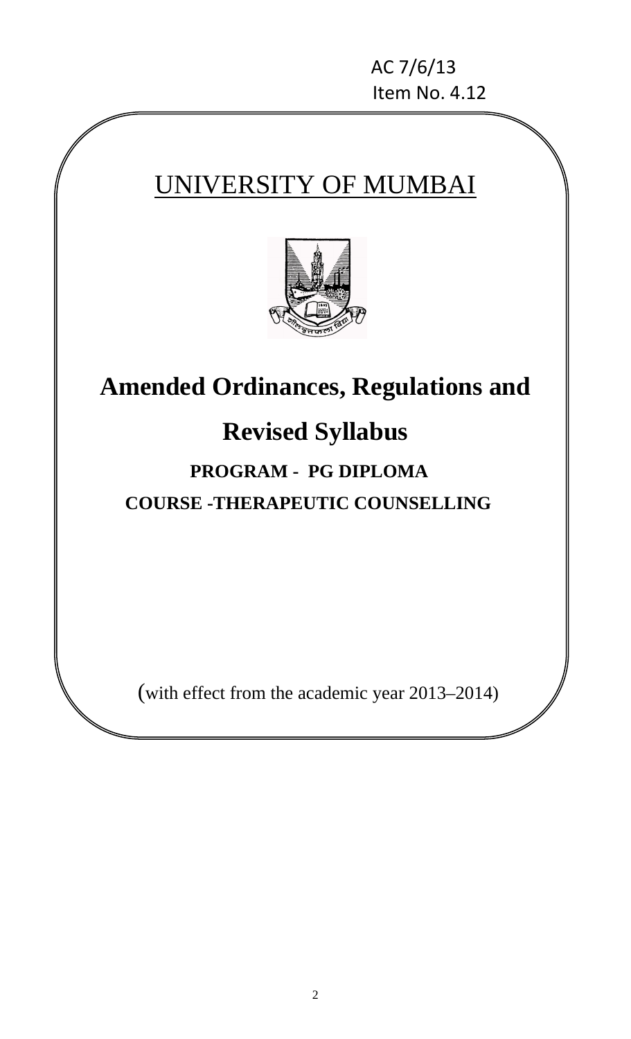AC 7/6/13
Item No. 4.12

# UNIVERSITY OF MUMBAI

# Amended Ordinances, Regulations and Revised Syllabus

## PROGRAM - PG DIPLOMA

## COURSE -THERAPEUTIC COUNSELLING

(with effect from the academic year 2013–2014)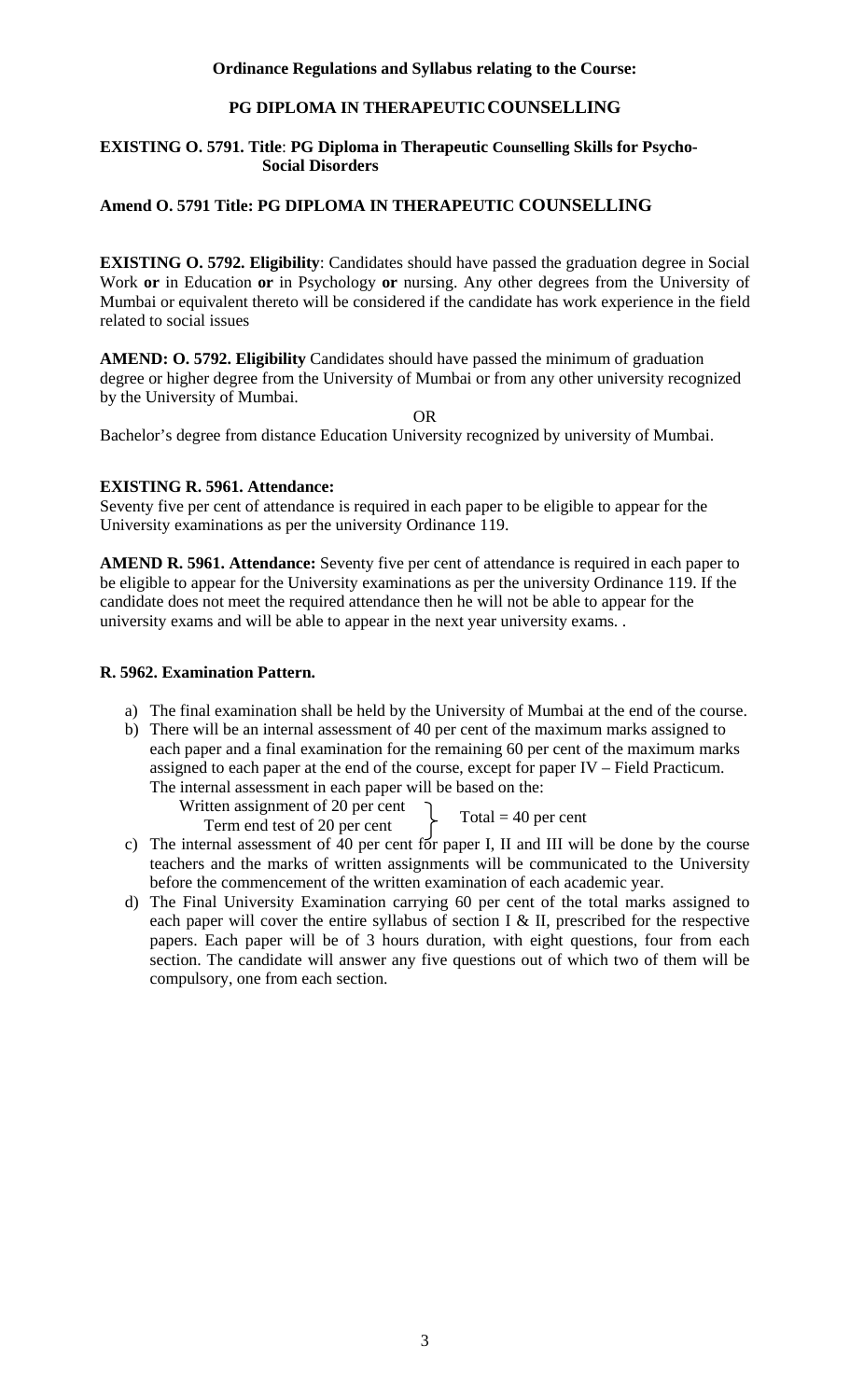**Ordinance Regulations and Syllabus relating to the Course:**

**PG DIPLOMA IN THERAPEUTIC COUNSELLING**

**EXISTING O. 5791. Title**: **PG Diploma in Therapeutic Counselling Skills for Psycho-Social Disorders**

**Amend O. 5791 Title: PG DIPLOMA IN THERAPEUTIC COUNSELLING**

**EXISTING O. 5792. Eligibility**: Candidates should have passed the graduation degree in Social Work **or** in Education **or** in Psychology **or** nursing. Any other degrees from the University of Mumbai or equivalent thereto will be considered if the candidate has work experience in the field related to social issues

**AMEND: O. 5792. Eligibility** Candidates should have passed the minimum of graduation degree or higher degree from the University of Mumbai or from any other university recognized by the University of Mumbai.

OR

Bachelor's degree from distance Education University recognized by university of Mumbai.

**EXISTING R. 5961. Attendance:**
Seventy five per cent of attendance is required in each paper to be eligible to appear for the University examinations as per the university Ordinance 119.

**AMEND R. 5961. Attendance:** Seventy five per cent of attendance is required in each paper to be eligible to appear for the University examinations as per the university Ordinance 119. If the candidate does not meet the required attendance then he will not be able to appear for the university exams and will be able to appear in the next year university exams. .

**R. 5962. Examination Pattern.**

a) The final examination shall be held by the University of Mumbai at the end of the course.
b) There will be an internal assessment of 40 per cent of the maximum marks assigned to each paper and a final examination for the remaining 60 per cent of the maximum marks assigned to each paper at the end of the course, except for paper IV – Field Practicum. The internal assessment in each paper will be based on the:
   Written assignment of 20 per cent
   Term end test of 20 per cent
   } Total = 40 per cent
c) The internal assessment of 40 per cent for paper I, II and III will be done by the course teachers and the marks of written assignments will be communicated to the University before the commencement of the written examination of each academic year.
d) The Final University Examination carrying 60 per cent of the total marks assigned to each paper will cover the entire syllabus of section I & II, prescribed for the respective papers. Each paper will be of 3 hours duration, with eight questions, four from each section. The candidate will answer any five questions out of which two of them will be compulsory, one from each section.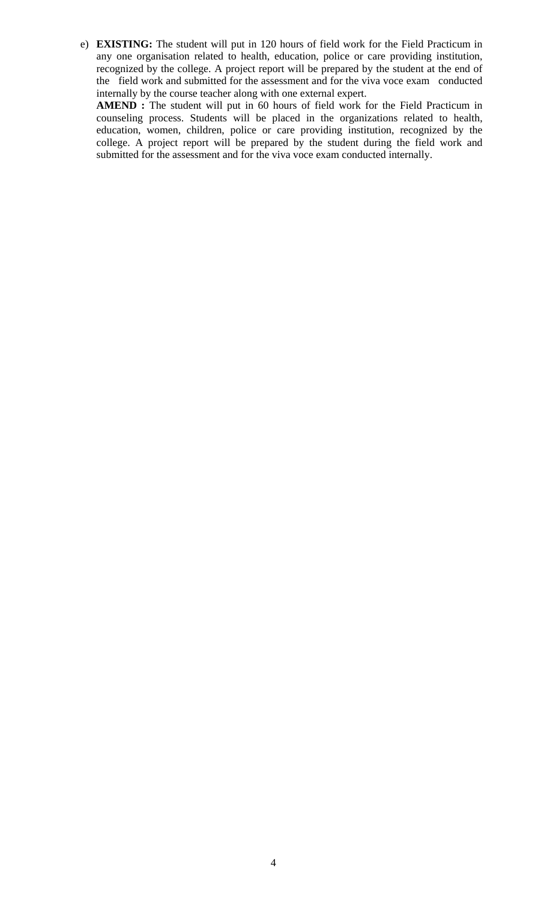e) **EXISTING:** The student will put in 120 hours of field work for the Field Practicum in any one organisation related to health, education, police or care providing institution, recognized by the college. A project report will be prepared by the student at the end of the field work and submitted for the assessment and for the viva voce exam conducted internally by the course teacher along with one external expert.

   **AMEND :** The student will put in 60 hours of field work for the Field Practicum in counseling process. Students will be placed in the organizations related to health, education, women, children, police or care providing institution, recognized by the college. A project report will be prepared by the student during the field work and submitted for the assessment and for the viva voce exam conducted internally.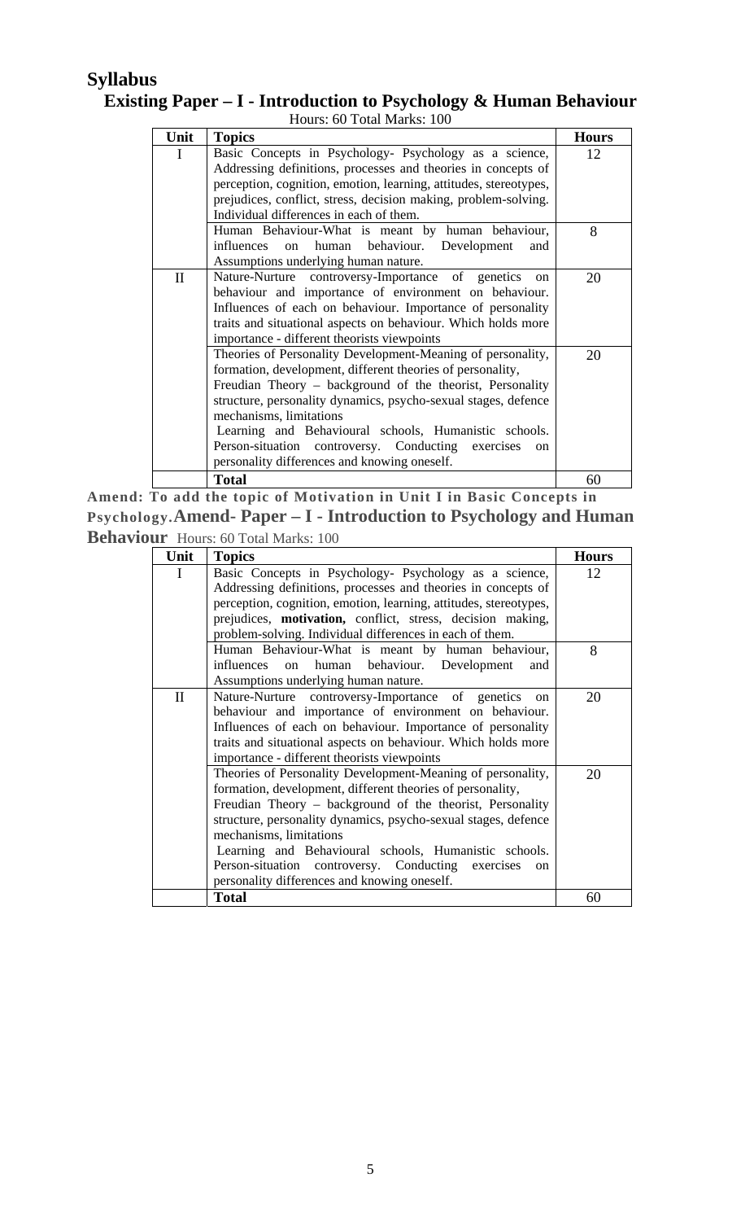## Syllabus

### Existing Paper – I - Introduction to Psychology & Human Behaviour

Hours: 60 Total Marks: 100

| Unit | Topics | Hours |
|---|---|---|
| I | Basic Concepts in Psychology- Psychology as a science, Addressing definitions, processes and theories in concepts of perception, cognition, emotion, learning, attitudes, stereotypes, prejudices, conflict, stress, decision making, problem-solving. Individual differences in each of them. | 12 |
| | Human Behaviour-What is meant by human behaviour, influences on human behaviour. Development and Assumptions underlying human nature. | 8 |
| II | Nature-Nurture controversy-Importance of genetics on behaviour and importance of environment on behaviour. Influences of each on behaviour. Importance of personality traits and situational aspects on behaviour. Which holds more importance - different theorists viewpoints | 20 |
| | Theories of Personality Development-Meaning of personality, formation, development, different theories of personality, Freudian Theory – background of the theorist, Personality structure, personality dynamics, psycho-sexual stages, defence mechanisms, limitations Learning and Behavioural schools, Humanistic schools. Person-situation controversy. Conducting exercises on personality differences and knowing oneself. | 20 |
| | **Total** | 60 |

**Amend: To add the topic of Motivation in Unit I in Basic Concepts in Psychology.**

### Amend- Paper – I - Introduction to Psychology and Human Behaviour

Hours: 60 Total Marks: 100

| Unit | Topics | Hours |
|---|---|---|
| I | Basic Concepts in Psychology- Psychology as a science, Addressing definitions, processes and theories in concepts of perception, cognition, emotion, learning, attitudes, stereotypes, prejudices, **motivation,** conflict, stress, decision making, problem-solving. Individual differences in each of them. | 12 |
| | Human Behaviour-What is meant by human behaviour, influences on human behaviour. Development and Assumptions underlying human nature. | 8 |
| II | Nature-Nurture controversy-Importance of genetics on behaviour and importance of environment on behaviour. Influences of each on behaviour. Importance of personality traits and situational aspects on behaviour. Which holds more importance - different theorists viewpoints | 20 |
| | Theories of Personality Development-Meaning of personality, formation, development, different theories of personality, Freudian Theory – background of the theorist, Personality structure, personality dynamics, psycho-sexual stages, defence mechanisms, limitations Learning and Behavioural schools, Humanistic schools. Person-situation controversy. Conducting exercises on personality differences and knowing oneself. | 20 |
| | **Total** | 60 |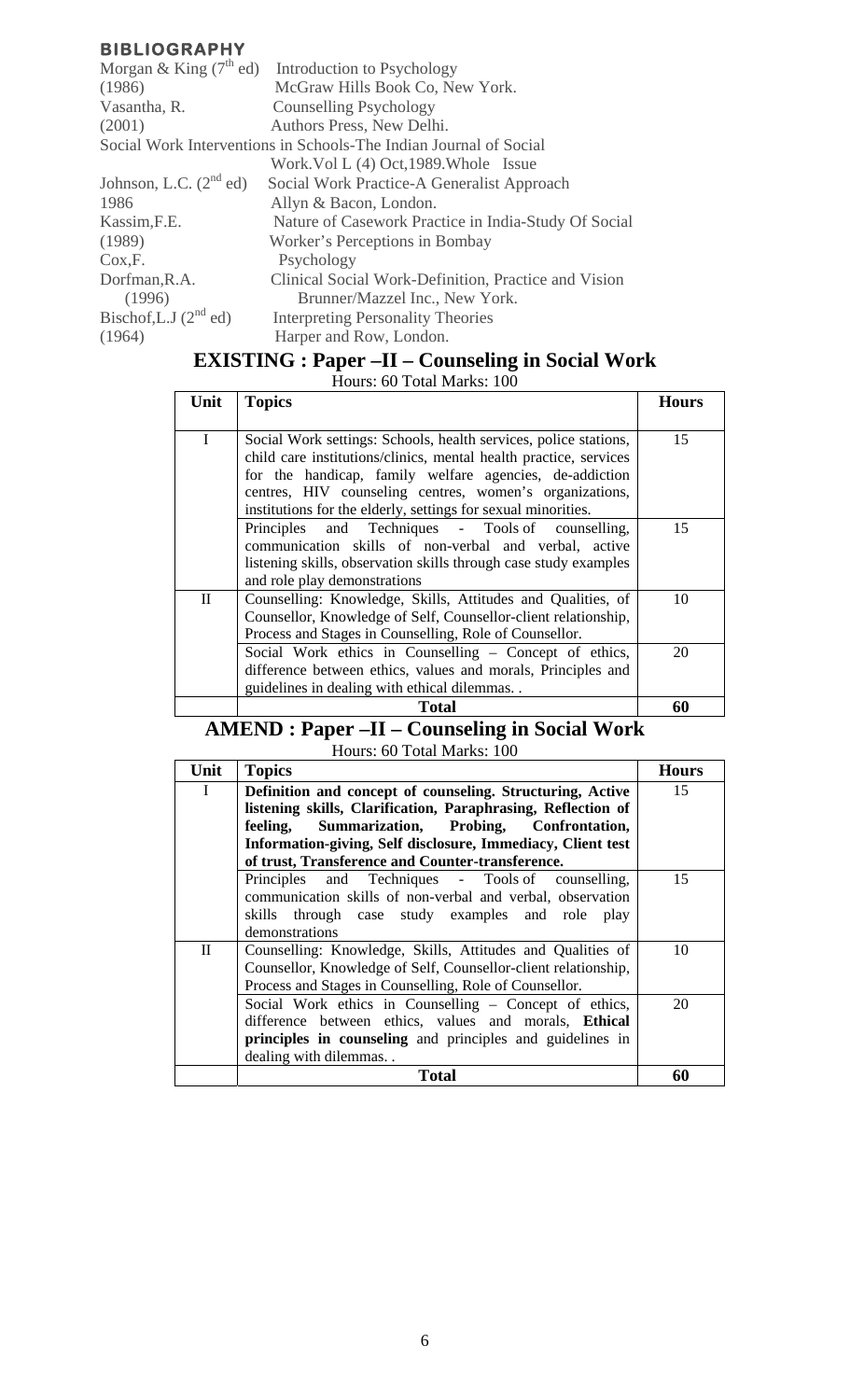## BIBLIOGRAPHY

Morgan & King (7th ed) (1986) Introduction to Psychology McGraw Hills Book Co, New York.

Vasantha, R. (2001) Counselling Psychology Authors Press, New Delhi.

Social Work Interventions in Schools-The Indian Journal of Social Work.Vol L (4) Oct,1989.Whole Issue

Johnson, L.C. (2nd ed) 1986 Social Work Practice-A Generalist Approach Allyn & Bacon, London.

Kassim,F.E. (1989) Nature of Casework Practice in India-Study Of Social Worker's Perceptions in Bombay

Cox,F. Psychology

Dorfman,R.A. (1996) Clinical Social Work-Definition, Practice and Vision Brunner/Mazzel Inc., New York.

Bischof,L.J (2nd ed) (1964) Interpreting Personality Theories Harper and Row, London.

## EXISTING : Paper –II – Counseling in Social Work

Hours: 60 Total Marks: 100

| Unit | Topics | Hours |
|---|---|---|
| I | Social Work settings: Schools, health services, police stations, child care institutions/clinics, mental health practice, services for the handicap, family welfare agencies, de-addiction centres, HIV counseling centres, women's organizations, institutions for the elderly, settings for sexual minorities. | 15 |
| | Principles and Techniques - Tools of counselling, communication skills of non-verbal and verbal, active listening skills, observation skills through case study examples and role play demonstrations | 15 |
| II | Counselling: Knowledge, Skills, Attitudes and Qualities, of Counsellor, Knowledge of Self, Counsellor-client relationship, Process and Stages in Counselling, Role of Counsellor. | 10 |
| | Social Work ethics in Counselling – Concept of ethics, difference between ethics, values and morals, Principles and guidelines in dealing with ethical dilemmas. . | 20 |
| | **Total** | **60** |

## AMEND : Paper –II – Counseling in Social Work

Hours: 60 Total Marks: 100

| Unit | Topics | Hours |
|---|---|---|
| I | **Definition and concept of counseling. Structuring, Active listening skills, Clarification, Paraphrasing, Reflection of feeling, Summarization, Probing, Confrontation, Information-giving, Self disclosure, Immediacy, Client test of trust, Transference and Counter-transference.** | 15 |
| | Principles and Techniques - Tools of counselling, communication skills of non-verbal and verbal, observation skills through case study examples and role play demonstrations | 15 |
| II | Counselling: Knowledge, Skills, Attitudes and Qualities of Counsellor, Knowledge of Self, Counsellor-client relationship, Process and Stages in Counselling, Role of Counsellor. | 10 |
| | Social Work ethics in Counselling – Concept of ethics, difference between ethics, values and morals, **Ethical principles in counseling** and principles and guidelines in dealing with dilemmas. . | 20 |
| | **Total** | **60** |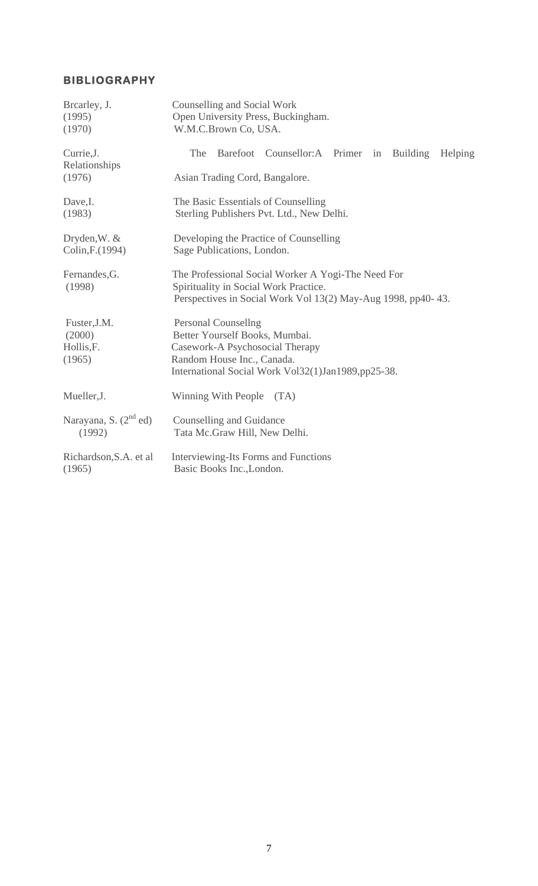## BIBLIOGRAPHY

| | |
|---|---|
| Brcarley, J. (1995) (1970) | Counselling and Social Work<br>Open University Press, Buckingham.<br>W.M.C.Brown Co, USA. |
| Currie,J. (1976) | The Barefoot Counsellor:A Primer in Building Helping Relationships<br>Asian Trading Cord, Bangalore. |
| Dave,I. (1983) | The Basic Essentials of Counselling<br>Sterling Publishers Pvt. Ltd., New Delhi. |
| Dryden,W. & Colin,F.(1994) | Developing the Practice of Counselling<br>Sage Publications, London. |
| Fernandes,G. (1998) | The Professional Social Worker A Yogi-The Need For Spirituality in Social Work Practice.<br>Perspectives in Social Work Vol 13(2) May-Aug 1998, pp40- 43. |
| Fuster,J.M. (2000) | Personal Counsellng<br>Better Yourself Books, Mumbai. |
| Hollis,F. (1965) | Casework-A Psychosocial Therapy<br>Random House Inc., Canada.<br>International Social Work Vol32(1)Jan1989,pp25-38. |
| Mueller,J. | Winning With People (TA) |
| Narayana, S. (2nd ed) (1992) | Counselling and Guidance<br>Tata Mc.Graw Hill, New Delhi. |
| Richardson,S.A. et al (1965) | Interviewing-Its Forms and Functions<br>Basic Books Inc.,London. |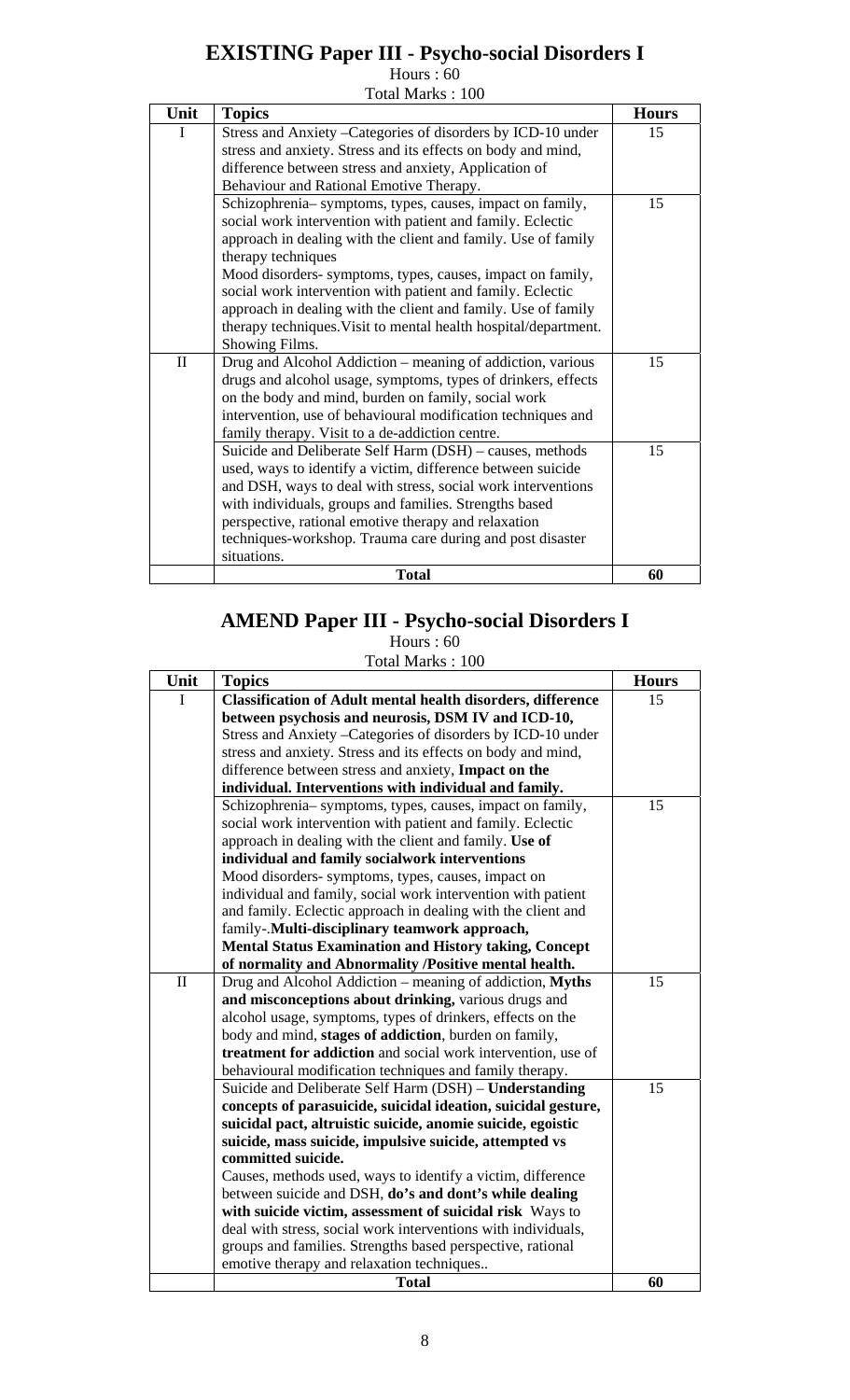# EXISTING Paper III - Psycho-social Disorders I

Hours : 60

Total Marks : 100

| Unit | Topics | Hours |
|---|---|---|
| I | Stress and Anxiety –Categories of disorders by ICD-10 under stress and anxiety. Stress and its effects on body and mind, difference between stress and anxiety, Application of Behaviour and Rational Emotive Therapy. | 15 |
| | Schizophrenia– symptoms, types, causes, impact on family, social work intervention with patient and family. Eclectic approach in dealing with the client and family. Use of family therapy techniques<br>Mood disorders- symptoms, types, causes, impact on family, social work intervention with patient and family. Eclectic approach in dealing with the client and family. Use of family therapy techniques.Visit to mental health hospital/department. Showing Films. | 15 |
| II | Drug and Alcohol Addiction – meaning of addiction, various drugs and alcohol usage, symptoms, types of drinkers, effects on the body and mind, burden on family, social work intervention, use of behavioural modification techniques and family therapy. Visit to a de-addiction centre. | 15 |
| | Suicide and Deliberate Self Harm (DSH) – causes, methods used, ways to identify a victim, difference between suicide and DSH, ways to deal with stress, social work interventions with individuals, groups and families. Strengths based perspective, rational emotive therapy and relaxation techniques-workshop. Trauma care during and post disaster situations. | 15 |
| | **Total** | **60** |

# AMEND Paper III - Psycho-social Disorders I

Hours : 60

Total Marks : 100

| Unit | Topics | Hours |
|---|---|---|
| I | **Classification of Adult mental health disorders, difference between psychosis and neurosis, DSM IV and ICD-10,** Stress and Anxiety –Categories of disorders by ICD-10 under stress and anxiety. Stress and its effects on body and mind, difference between stress and anxiety, **Impact on the individual. Interventions with individual and family.** | 15 |
| | Schizophrenia– symptoms, types, causes, impact on family, social work intervention with patient and family. Eclectic approach in dealing with the client and family. **Use of individual and family socialwork interventions**<br>Mood disorders- symptoms, types, causes, impact on individual and family, social work intervention with patient and family. Eclectic approach in dealing with the client and family-.**Multi-disciplinary teamwork approach, Mental Status Examination and History taking, Concept of normality and Abnormality /Positive mental health.** | 15 |
| II | Drug and Alcohol Addiction – meaning of addiction, **Myths and misconceptions about drinking,** various drugs and alcohol usage, symptoms, types of drinkers, effects on the body and mind, **stages of addiction**, burden on family, **treatment for addiction** and social work intervention, use of behavioural modification techniques and family therapy. | 15 |
| | Suicide and Deliberate Self Harm (DSH) – **Understanding concepts of parasuicide, suicidal ideation, suicidal gesture, suicidal pact, altruistic suicide, anomie suicide, egoistic suicide, mass suicide, impulsive suicide, attempted vs committed suicide.**<br>Causes, methods used, ways to identify a victim, difference between suicide and DSH, **do's and dont's while dealing with suicide victim, assessment of suicidal risk** Ways to deal with stress, social work interventions with individuals, groups and families. Strengths based perspective, rational emotive therapy and relaxation techniques.. | 15 |
| | **Total** | **60** |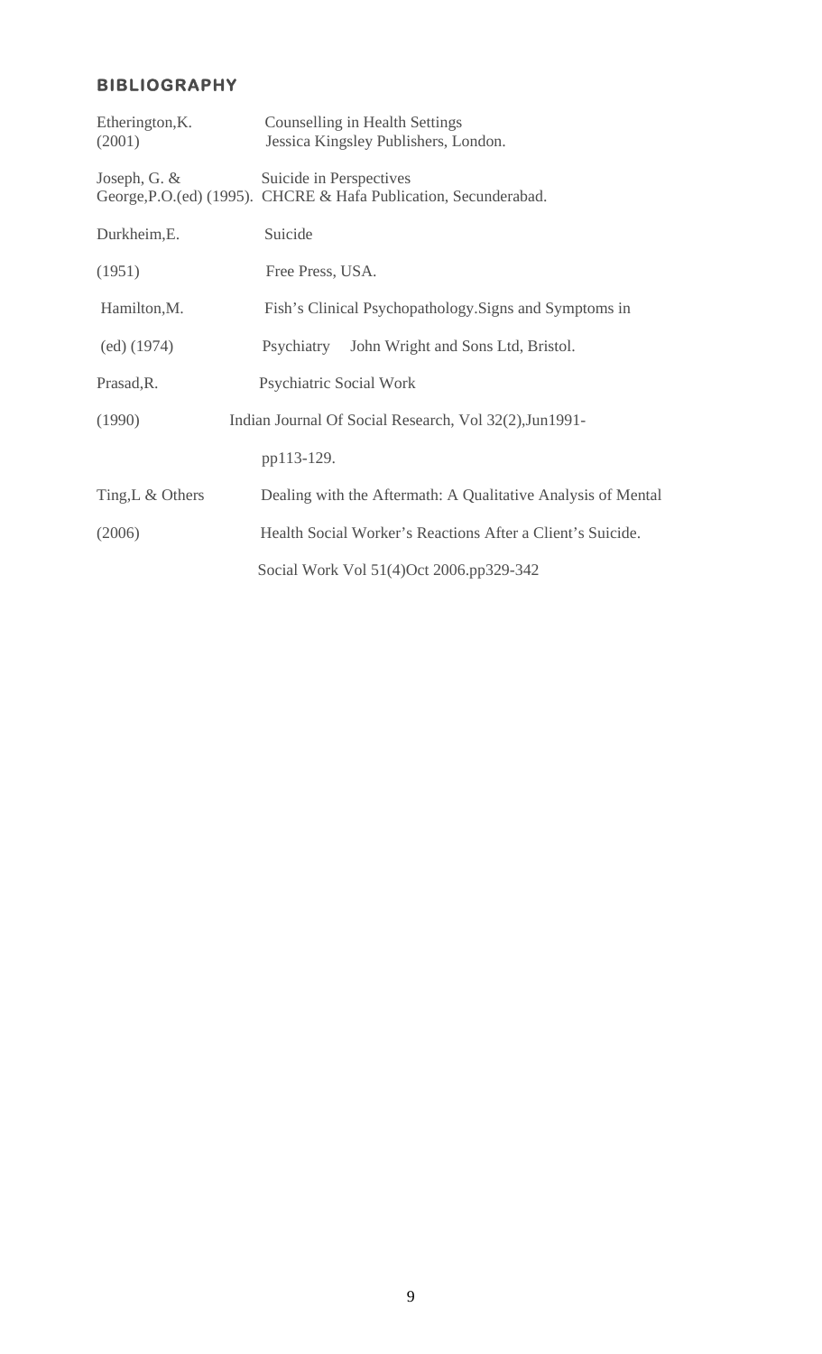## BIBLIOGRAPHY

Etherington,K. (2001) Counselling in Health Settings Jessica Kingsley Publishers, London.

Joseph, G. & George,P.O.(ed) (1995). Suicide in Perspectives CHCRE & Hafa Publication, Secunderabad.

Durkheim,E. (1951) Suicide Free Press, USA.

Hamilton,M. (ed) (1974) Fish's Clinical Psychopathology.Signs and Symptoms in Psychiatry John Wright and Sons Ltd, Bristol.

Prasad,R. (1990) Psychiatric Social Work Indian Journal Of Social Research, Vol 32(2),Jun1991- pp113-129.

Ting,L & Others (2006) Dealing with the Aftermath: A Qualitative Analysis of Mental Health Social Worker's Reactions After a Client's Suicide. Social Work Vol 51(4)Oct 2006.pp329-342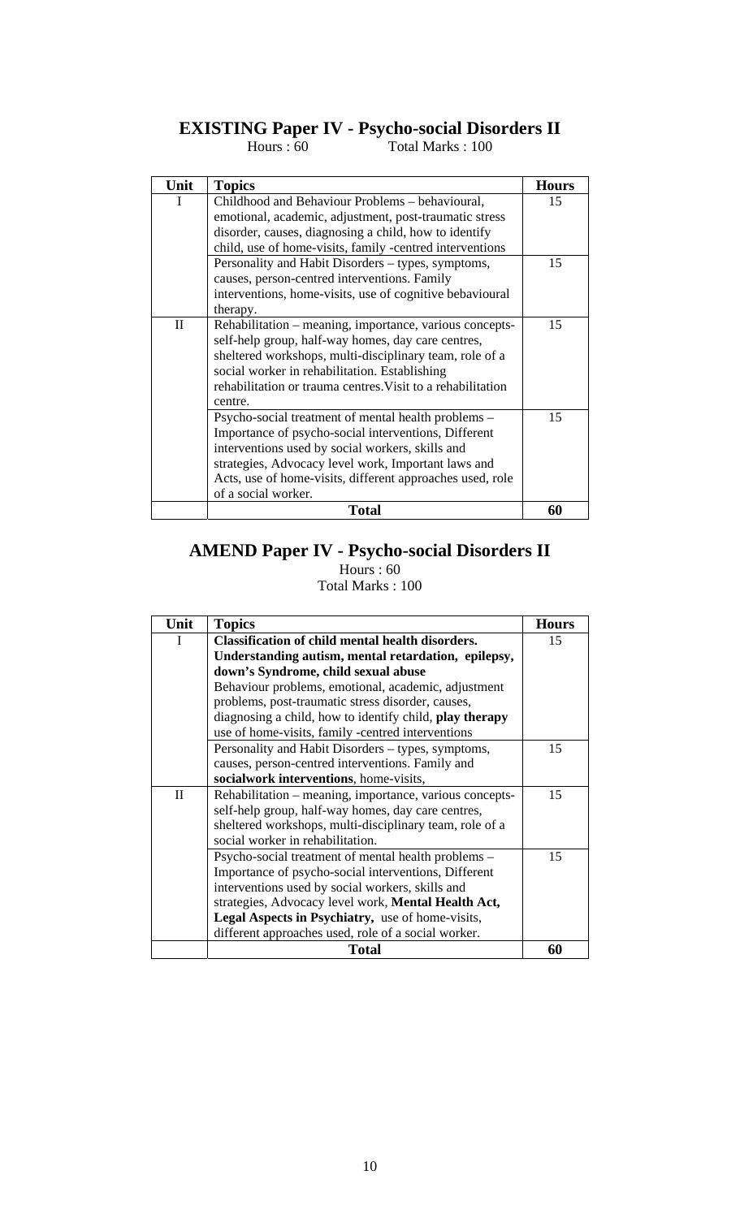# EXISTING Paper IV - Psycho-social Disorders II

Hours : 60 Total Marks : 100

| Unit | Topics | Hours |
|---|---|---|
| I | Childhood and Behaviour Problems – behavioural, emotional, academic, adjustment, post-traumatic stress disorder, causes, diagnosing a child, how to identify child, use of home-visits, family -centred interventions | 15 |
| | Personality and Habit Disorders – types, symptoms, causes, person-centred interventions. Family interventions, home-visits, use of cognitive bebavioural therapy. | 15 |
| II | Rehabilitation – meaning, importance, various concepts-self-help group, half-way homes, day care centres, sheltered workshops, multi-disciplinary team, role of a social worker in rehabilitation. Establishing rehabilitation or trauma centres.Visit to a rehabilitation centre. | 15 |
| | Psycho-social treatment of mental health problems – Importance of psycho-social interventions, Different interventions used by social workers, skills and strategies, Advocacy level work, Important laws and Acts, use of home-visits, different approaches used, role of a social worker. | 15 |
| | **Total** | **60** |

# AMEND Paper IV - Psycho-social Disorders II

Hours : 60

Total Marks : 100

| Unit | Topics | Hours |
|---|---|---|
| I | **Classification of child mental health disorders. Understanding autism, mental retardation, epilepsy, down's Syndrome, child sexual abuse** Behaviour problems, emotional, academic, adjustment problems, post-traumatic stress disorder, causes, diagnosing a child, how to identify child, **play therapy** use of home-visits, family -centred interventions | 15 |
| | Personality and Habit Disorders – types, symptoms, causes, person-centred interventions. Family and **socialwork interventions**, home-visits, | 15 |
| II | Rehabilitation – meaning, importance, various concepts-self-help group, half-way homes, day care centres, sheltered workshops, multi-disciplinary team, role of a social worker in rehabilitation. | 15 |
| | Psycho-social treatment of mental health problems – Importance of psycho-social interventions, Different interventions used by social workers, skills and strategies, Advocacy level work, **Mental Health Act, Legal Aspects in Psychiatry,** use of home-visits, different approaches used, role of a social worker. | 15 |
| | **Total** | **60** |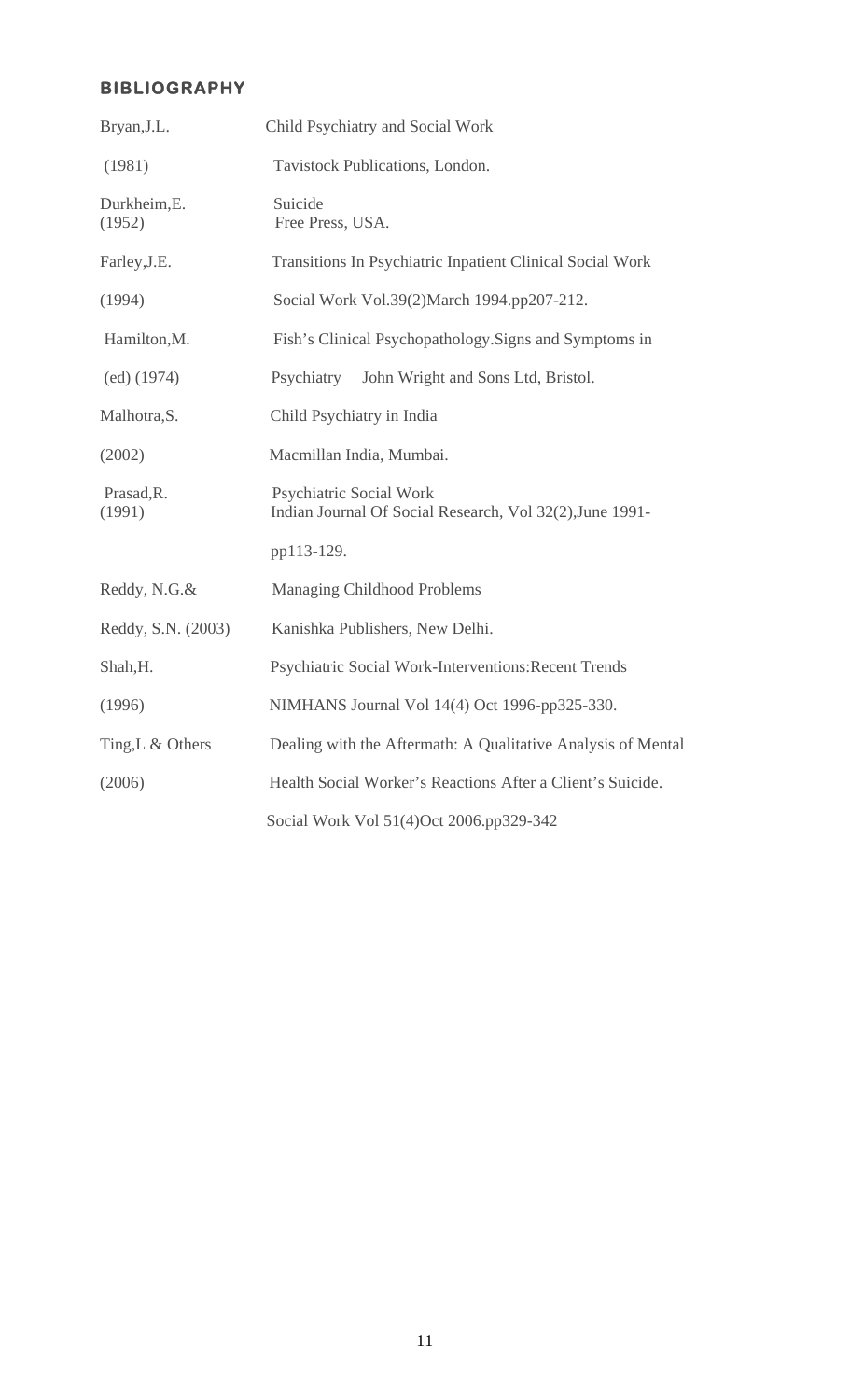## BIBLIOGRAPHY

| | |
|---|---|
| Bryan,J.L. (1981) | Child Psychiatry and Social Work Tavistock Publications, London. |
| Durkheim,E. (1952) | Suicide Free Press, USA. |
| Farley,J.E. (1994) | Transitions In Psychiatric Inpatient Clinical Social Work Social Work Vol.39(2)March 1994.pp207-212. |
| Hamilton,M. (ed) (1974) | Fish's Clinical Psychopathology.Signs and Symptoms in Psychiatry John Wright and Sons Ltd, Bristol. |
| Malhotra,S. (2002) | Child Psychiatry in India Macmillan India, Mumbai. |
| Prasad,R. (1991) | Psychiatric Social Work Indian Journal Of Social Research, Vol 32(2),June 1991-pp113-129. |
| Reddy, N.G.& Reddy, S.N. (2003) | Managing Childhood Problems Kanishka Publishers, New Delhi. |
| Shah,H. (1996) | Psychiatric Social Work-Interventions:Recent Trends NIMHANS Journal Vol 14(4) Oct 1996-pp325-330. |
| Ting,L & Others (2006) | Dealing with the Aftermath: A Qualitative Analysis of Mental Health Social Worker's Reactions After a Client's Suicide. Social Work Vol 51(4)Oct 2006.pp329-342 |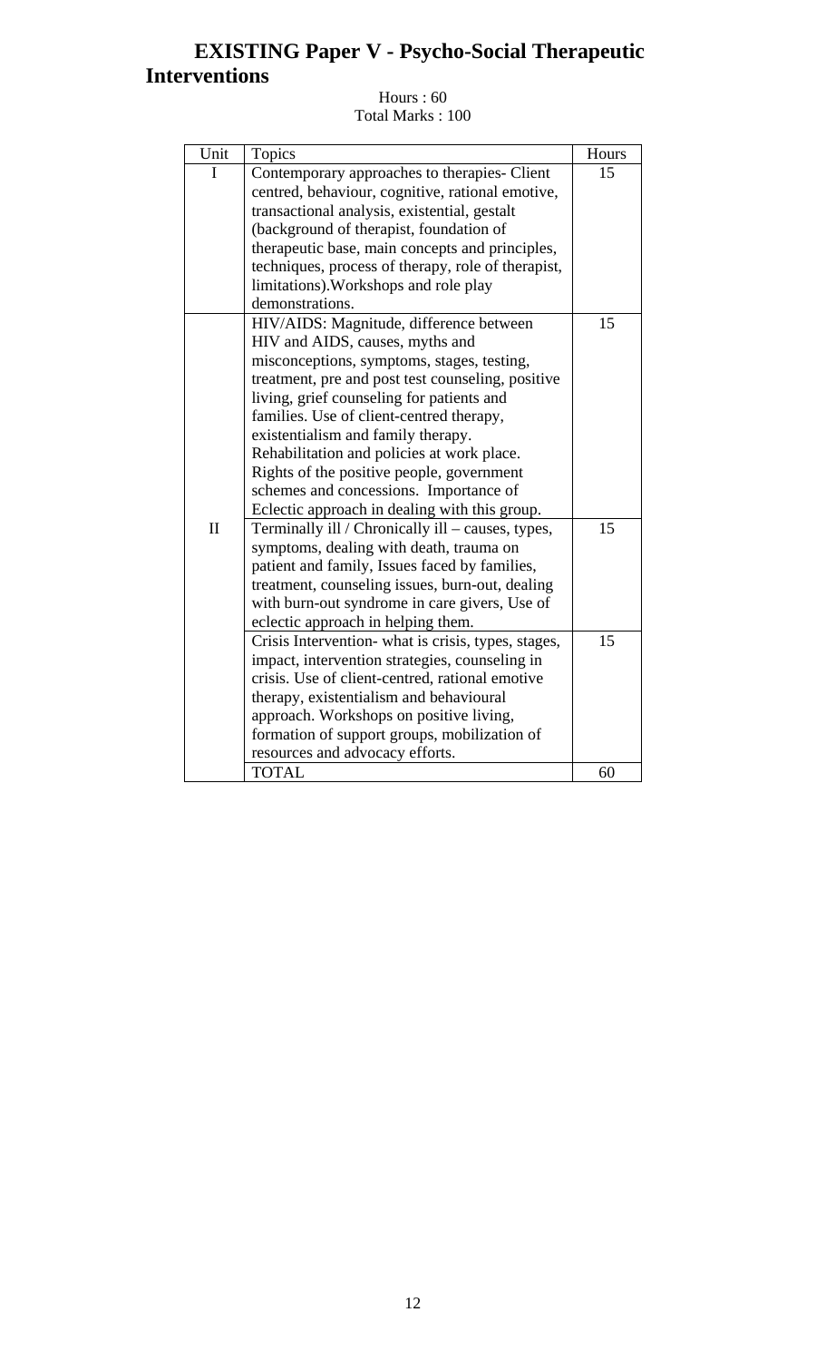# EXISTING Paper V - Psycho-Social Therapeutic Interventions

Hours : 60
Total Marks : 100

| Unit | Topics | Hours |
|---|---|---|
| I | Contemporary approaches to therapies- Client centred, behaviour, cognitive, rational emotive, transactional analysis, existential, gestalt (background of therapist, foundation of therapeutic base, main concepts and principles, techniques, process of therapy, role of therapist, limitations).Workshops and role play demonstrations. | 15 |
| | HIV/AIDS: Magnitude, difference between HIV and AIDS, causes, myths and misconceptions, symptoms, stages, testing, treatment, pre and post test counseling, positive living, grief counseling for patients and families. Use of client-centred therapy, existentialism and family therapy. Rehabilitation and policies at work place. Rights of the positive people, government schemes and concessions. Importance of Eclectic approach in dealing with this group. | 15 |
| II | Terminally ill / Chronically ill – causes, types, symptoms, dealing with death, trauma on patient and family, Issues faced by families, treatment, counseling issues, burn-out, dealing with burn-out syndrome in care givers, Use of eclectic approach in helping them. | 15 |
| | Crisis Intervention- what is crisis, types, stages, impact, intervention strategies, counseling in crisis. Use of client-centred, rational emotive therapy, existentialism and behavioural approach. Workshops on positive living, formation of support groups, mobilization of resources and advocacy efforts. | 15 |
| | TOTAL | 60 |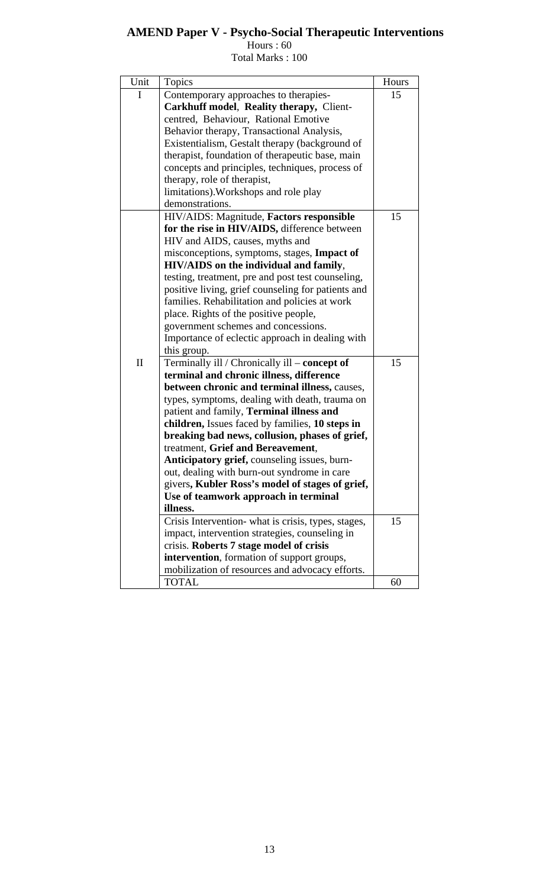## AMEND Paper V - Psycho-Social Therapeutic Interventions

Hours : 60

Total Marks : 100

| Unit | Topics | Hours |
|---|---|---|
| I | Contemporary approaches to therapies- **Carkhuff model**, **Reality therapy,** Client-centred, Behaviour, Rational Emotive Behavior therapy, Transactional Analysis, Existentialism, Gestalt therapy (background of therapist, foundation of therapeutic base, main concepts and principles, techniques, process of therapy, role of therapist, limitations).Workshops and role play demonstrations. | 15 |
| | HIV/AIDS: Magnitude, **Factors responsible for the rise in HIV/AIDS,** difference between HIV and AIDS, causes, myths and misconceptions, symptoms, stages, **Impact of HIV/AIDS on the individual and family**, testing, treatment, pre and post test counseling, positive living, grief counseling for patients and families. Rehabilitation and policies at work place. Rights of the positive people, government schemes and concessions. Importance of eclectic approach in dealing with this group. | 15 |
| II | Terminally ill / Chronically ill – **concept of terminal and chronic illness, difference between chronic and terminal illness,** causes, types, symptoms, dealing with death, trauma on patient and family, **Terminal illness and children,** Issues faced by families, **10 steps in breaking bad news, collusion, phases of grief,** treatment, **Grief and Bereavement**, **Anticipatory grief,** counseling issues, burn-out, dealing with burn-out syndrome in care givers**, Kubler Ross's model of stages of grief, Use of teamwork approach in terminal illness.** | 15 |
| | Crisis Intervention- what is crisis, types, stages, impact, intervention strategies, counseling in crisis. **Roberts 7 stage model of crisis intervention**, formation of support groups, mobilization of resources and advocacy efforts. | 15 |
| | TOTAL | 60 |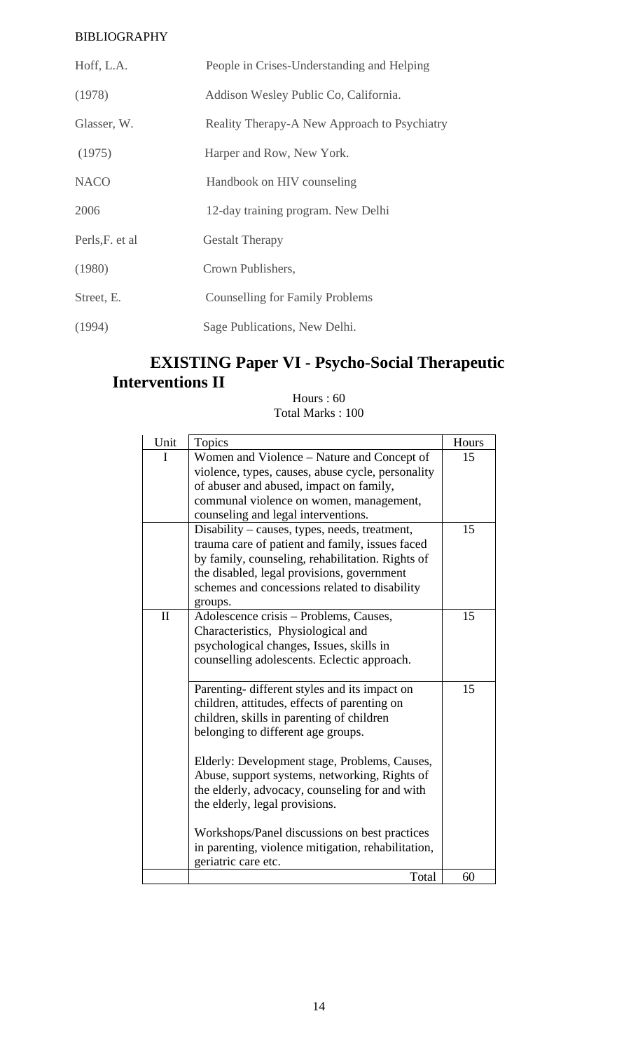BIBLIOGRAPHY

| | |
|---|---|
| Hoff, L.A. | People in Crises-Understanding and Helping |
| (1978) | Addison Wesley Public Co, California. |
| Glasser, W. | Reality Therapy-A New Approach to Psychiatry |
| (1975) | Harper and Row, New York. |
| NACO | Handbook on HIV counseling |
| 2006 | 12-day training program. New Delhi |
| Perls,F. et al | Gestalt Therapy |
| (1980) | Crown Publishers, |
| Street, E. | Counselling for Family Problems |
| (1994) | Sage Publications, New Delhi. |

## EXISTING Paper VI - Psycho-Social Therapeutic Interventions II

Hours : 60
Total Marks : 100

| Unit | Topics | Hours |
|---|---|---|
| I | Women and Violence – Nature and Concept of violence, types, causes, abuse cycle, personality of abuser and abused, impact on family, communal violence on women, management, counseling and legal interventions. | 15 |
| | Disability – causes, types, needs, treatment, trauma care of patient and family, issues faced by family, counseling, rehabilitation. Rights of the disabled, legal provisions, government schemes and concessions related to disability groups. | 15 |
| II | Adolescence crisis – Problems, Causes, Characteristics, Physiological and psychological changes, Issues, skills in counselling adolescents. Eclectic approach. | 15 |
| | Parenting- different styles and its impact on children, attitudes, effects of parenting on children, skills in parenting of children belonging to different age groups.<br><br>Elderly: Development stage, Problems, Causes, Abuse, support systems, networking, Rights of the elderly, advocacy, counseling for and with the elderly, legal provisions.<br><br>Workshops/Panel discussions on best practices in parenting, violence mitigation, rehabilitation, geriatric care etc. | 15 |
| | Total | 60 |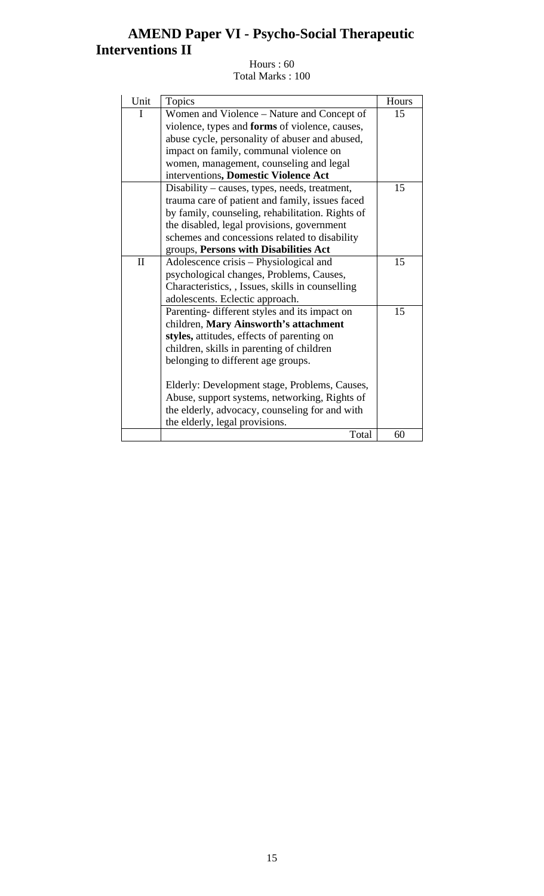# AMEND Paper VI - Psycho-Social Therapeutic Interventions II

Hours : 60
Total Marks : 100

| Unit | Topics | Hours |
|---|---|---|
| I | Women and Violence – Nature and Concept of violence, types and **forms** of violence, causes, abuse cycle, personality of abuser and abused, impact on family, communal violence on women, management, counseling and legal interventions**, Domestic Violence Act** | 15 |
| | Disability – causes, types, needs, treatment, trauma care of patient and family, issues faced by family, counseling, rehabilitation. Rights of the disabled, legal provisions, government schemes and concessions related to disability groups, **Persons with Disabilities Act** | 15 |
| II | Adolescence crisis – Physiological and psychological changes, Problems, Causes, Characteristics, , Issues, skills in counselling adolescents. Eclectic approach. | 15 |
| | Parenting- different styles and its impact on children, **Mary Ainsworth's attachment styles,** attitudes, effects of parenting on children, skills in parenting of children belonging to different age groups.<br><br>Elderly: Development stage, Problems, Causes, Abuse, support systems, networking, Rights of the elderly, advocacy, counseling for and with the elderly, legal provisions. | 15 |
| | Total | 60 |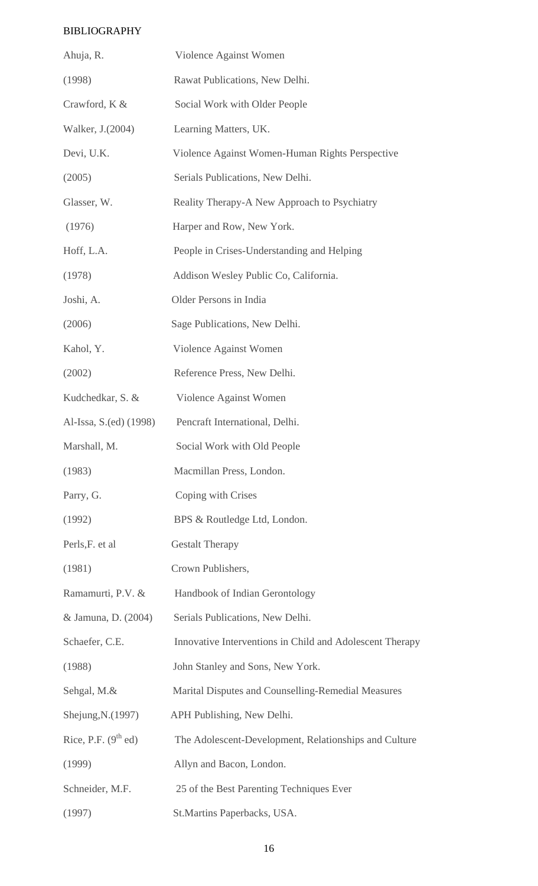BIBLIOGRAPHY

| | |
|---|---|
| Ahuja, R. | Violence Against Women |
| (1998) | Rawat Publications, New Delhi. |
| Crawford, K & | Social Work with Older People |
| Walker, J.(2004) | Learning Matters, UK. |
| Devi, U.K. | Violence Against Women-Human Rights Perspective |
| (2005) | Serials Publications, New Delhi. |
| Glasser, W. | Reality Therapy-A New Approach to Psychiatry |
| (1976) | Harper and Row, New York. |
| Hoff, L.A. | People in Crises-Understanding and Helping |
| (1978) | Addison Wesley Public Co, California. |
| Joshi, A. | Older Persons in India |
| (2006) | Sage Publications, New Delhi. |
| Kahol, Y. | Violence Against Women |
| (2002) | Reference Press, New Delhi. |
| Kudchedkar, S. & | Violence Against Women |
| Al-Issa, S.(ed) (1998) | Pencraft International, Delhi. |
| Marshall, M. | Social Work with Old People |
| (1983) | Macmillan Press, London. |
| Parry, G. | Coping with Crises |
| (1992) | BPS & Routledge Ltd, London. |
| Perls,F. et al | Gestalt Therapy |
| (1981) | Crown Publishers, |
| Ramamurti, P.V. & | Handbook of Indian Gerontology |
| & Jamuna, D. (2004) | Serials Publications, New Delhi. |
| Schaefer, C.E. | Innovative Interventions in Child and Adolescent Therapy |
| (1988) | John Stanley and Sons, New York. |
| Sehgal, M.& | Marital Disputes and Counselling-Remedial Measures |
| Shejung,N.(1997) | APH Publishing, New Delhi. |
| Rice, P.F. (9th ed) | The Adolescent-Development, Relationships and Culture |
| (1999) | Allyn and Bacon, London. |
| Schneider, M.F. | 25 of the Best Parenting Techniques Ever |
| (1997) | St.Martins Paperbacks, USA. |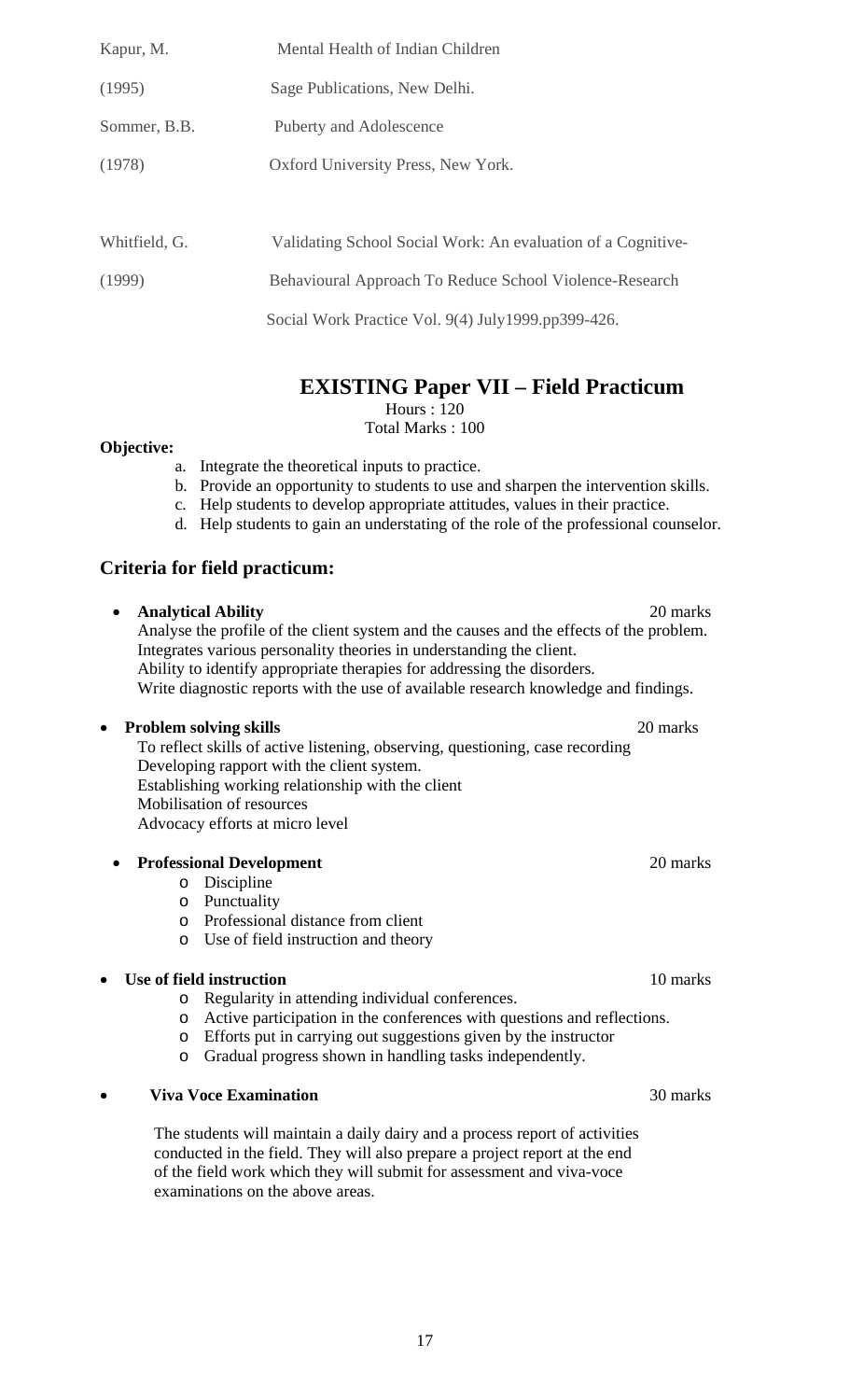Kapur, M. (1995) Mental Health of Indian Children  
Sage Publications, New Delhi.

Sommer, B.B. (1978) Puberty and Adolescence  
Oxford University Press, New York.

Whitfield, G. (1999) Validating School Social Work: An evaluation of a Cognitive-Behavioural Approach To Reduce School Violence-Research  
Social Work Practice Vol. 9(4) July1999.pp399-426.

## EXISTING Paper VII – Field Practicum

Hours : 120  
Total Marks : 100

**Objective:**

a. Integrate the theoretical inputs to practice.
b. Provide an opportunity to students to use and sharpen the intervention skills.
c. Help students to develop appropriate attitudes, values in their practice.
d. Help students to gain an understating of the role of the professional counselor.

### Criteria for field practicum:

- **Analytical Ability** — 20 marks  
  Analyse the profile of the client system and the causes and the effects of the problem.  
  Integrates various personality theories in understanding the client.  
  Ability to identify appropriate therapies for addressing the disorders.  
  Write diagnostic reports with the use of available research knowledge and findings.

- **Problem solving skills** — 20 marks  
  To reflect skills of active listening, observing, questioning, case recording  
  Developing rapport with the client system.  
  Establishing working relationship with the client  
  Mobilisation of resources  
  Advocacy efforts at micro level

- **Professional Development** — 20 marks
  - Discipline
  - Punctuality
  - Professional distance from client
  - Use of field instruction and theory

- **Use of field instruction** — 10 marks
  - Regularity in attending individual conferences.
  - Active participation in the conferences with questions and reflections.
  - Efforts put in carrying out suggestions given by the instructor
  - Gradual progress shown in handling tasks independently.

- **Viva Voce Examination** — 30 marks

  The students will maintain a daily dairy and a process report of activities conducted in the field. They will also prepare a project report at the end of the field work which they will submit for assessment and viva-voce examinations on the above areas.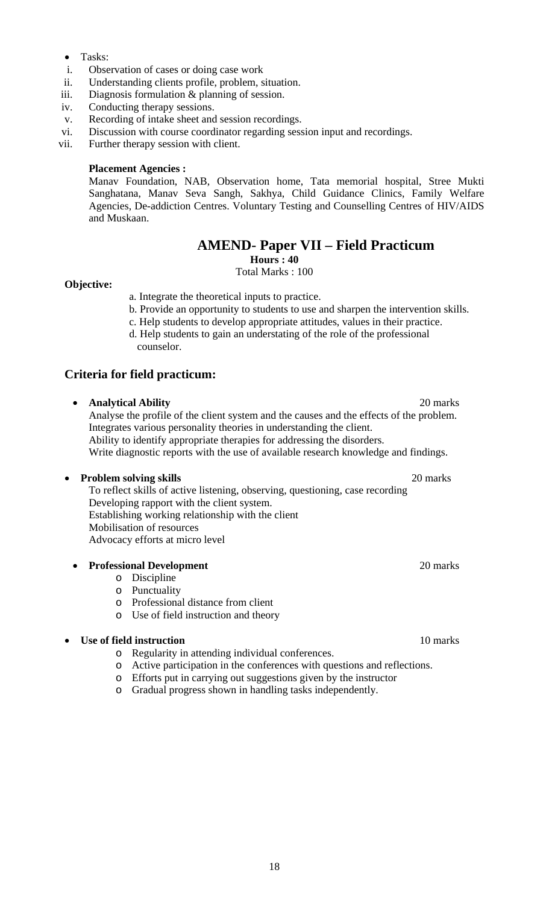- Tasks:

i. Observation of cases or doing case work
ii. Understanding clients profile, problem, situation.
iii. Diagnosis formulation & planning of session.
iv. Conducting therapy sessions.
v. Recording of intake sheet and session recordings.
vi. Discussion with course coordinator regarding session input and recordings.
vii. Further therapy session with client.

**Placement Agencies :**

Manav Foundation, NAB, Observation home, Tata memorial hospital, Stree Mukti Sanghatana, Manav Seva Sangh, Sakhya, Child Guidance Clinics, Family Welfare Agencies, De-addiction Centres. Voluntary Testing and Counselling Centres of HIV/AIDS and Muskaan.

## AMEND- Paper VII – Field Practicum

**Hours : 40**

Total Marks : 100

**Objective:**

a. Integrate the theoretical inputs to practice.
b. Provide an opportunity to students to use and sharpen the intervention skills.
c. Help students to develop appropriate attitudes, values in their practice.
d. Help students to gain an understating of the role of the professional counselor.

### Criteria for field practicum:

- **Analytical Ability** 20 marks
  Analyse the profile of the client system and the causes and the effects of the problem.
  Integrates various personality theories in understanding the client.
  Ability to identify appropriate therapies for addressing the disorders.
  Write diagnostic reports with the use of available research knowledge and findings.

- **Problem solving skills** 20 marks
  To reflect skills of active listening, observing, questioning, case recording
  Developing rapport with the client system.
  Establishing working relationship with the client
  Mobilisation of resources
  Advocacy efforts at micro level

- **Professional Development** 20 marks
  - Discipline
  - Punctuality
  - Professional distance from client
  - Use of field instruction and theory

- **Use of field instruction** 10 marks
  - Regularity in attending individual conferences.
  - Active participation in the conferences with questions and reflections.
  - Efforts put in carrying out suggestions given by the instructor
  - Gradual progress shown in handling tasks independently.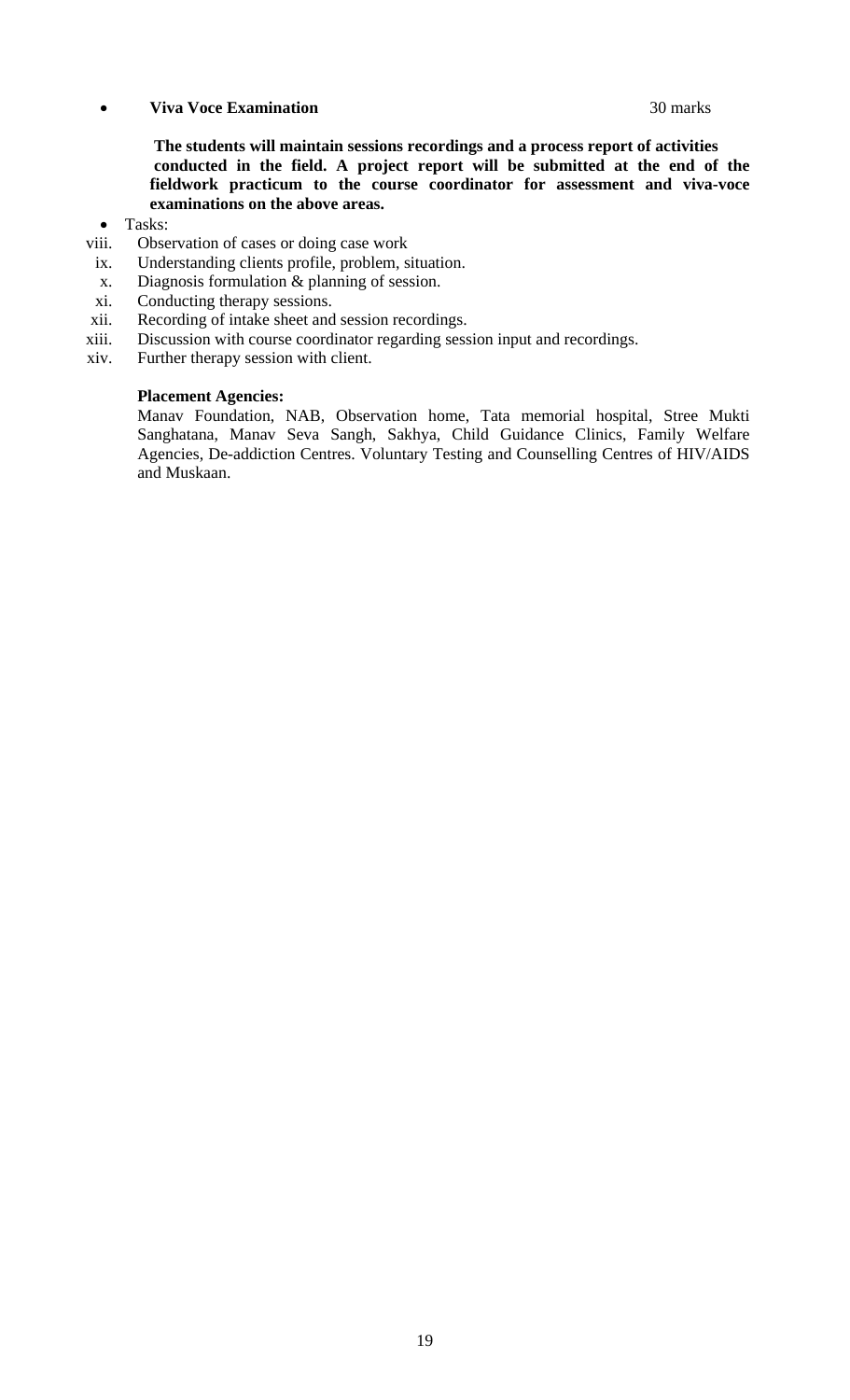- **Viva Voce Examination** 30 marks

**The students will maintain sessions recordings and a process report of activities conducted in the field. A project report will be submitted at the end of the fieldwork practicum to the course coordinator for assessment and viva-voce examinations on the above areas.**

- Tasks:

viii. Observation of cases or doing case work
ix. Understanding clients profile, problem, situation.
x. Diagnosis formulation & planning of session.
xi. Conducting therapy sessions.
xii. Recording of intake sheet and session recordings.
xiii. Discussion with course coordinator regarding session input and recordings.
xiv. Further therapy session with client.

**Placement Agencies:**

Manav Foundation, NAB, Observation home, Tata memorial hospital, Stree Mukti Sanghatana, Manav Seva Sangh, Sakhya, Child Guidance Clinics, Family Welfare Agencies, De-addiction Centres. Voluntary Testing and Counselling Centres of HIV/AIDS and Muskaan.